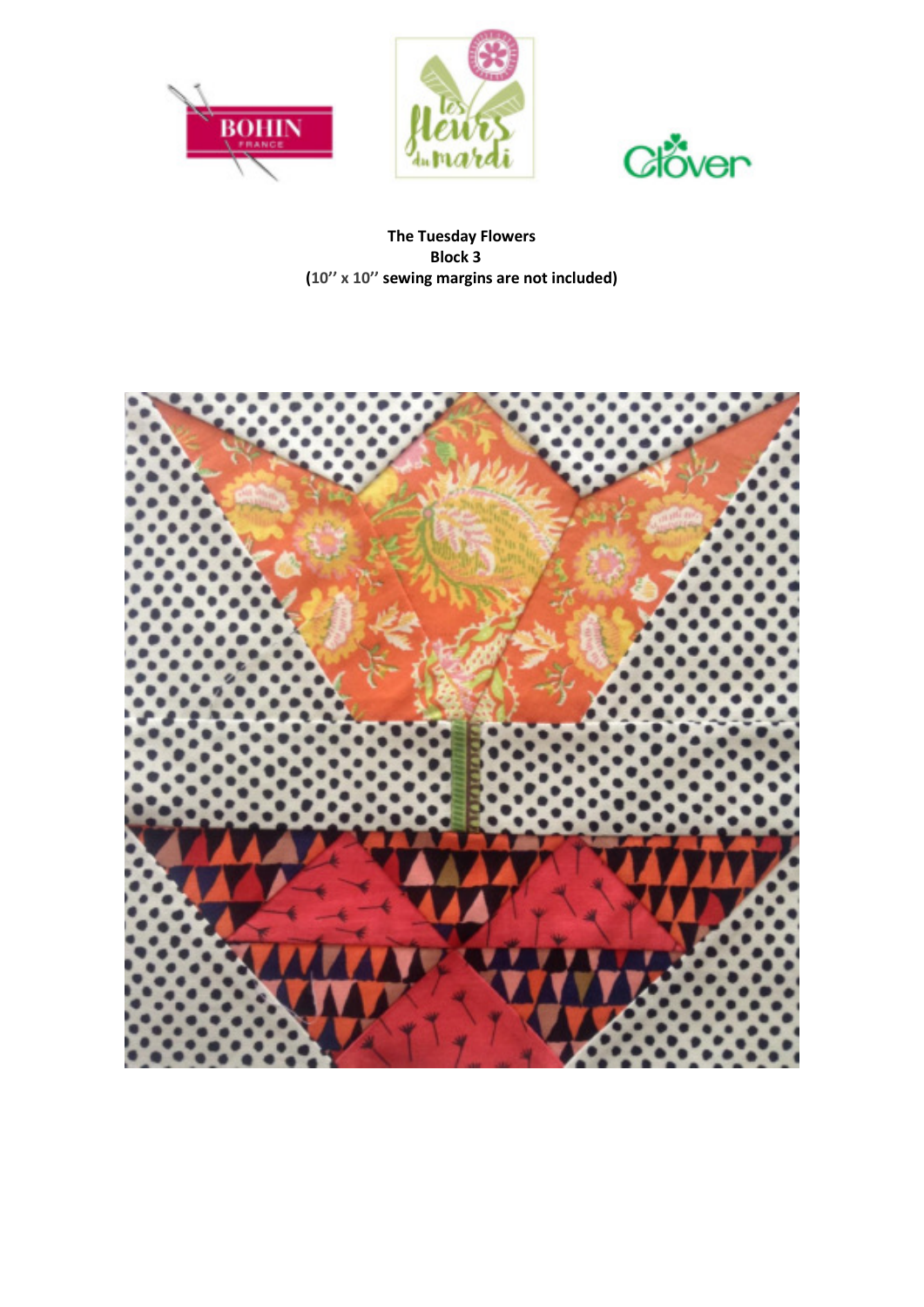**The Tuesday Flowers**
**Block 3**
**(10'' x 10'' sewing margins are not included)**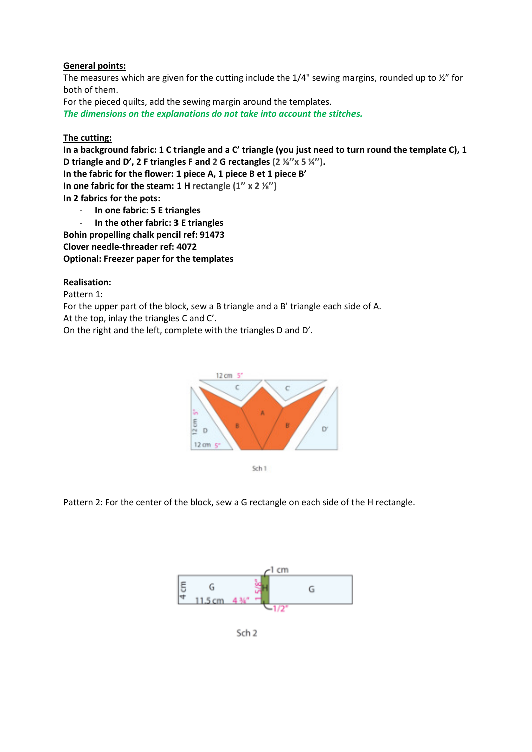**General points:**

The measures which are given for the cutting include the 1/4" sewing margins, rounded up to ½" for both of them.

For the pieced quilts, add the sewing margin around the templates.

***The dimensions on the explanations do not take into account the stitches.***

**The cutting:**

**In a background fabric: 1 C triangle and a C' triangle (you just need to turn round the template C), 1 D triangle and D', 2 F triangles F and 2 G rectangles (2 ⅛''x 5 ¼'').**

**In the fabric for the flower: 1 piece A, 1 piece B et 1 piece B'**

**In one fabric for the steam: 1 H rectangle (1'' x 2 ⅛'')**

**In 2 fabrics for the pots:**

- **In one fabric: 5 E triangles**
- **In the other fabric: 3 E triangles**

**Bohin propelling chalk pencil ref: 91473**

**Clover needle-threader ref: 4072**

**Optional: Freezer paper for the templates**

**Realisation:**

Pattern 1:

For the upper part of the block, sew a B triangle and a B' triangle each side of A.

At the top, inlay the triangles C and C'.

On the right and the left, complete with the triangles D and D'.

Sch 1

Pattern 2: For the center of the block, sew a G rectangle on each side of the H rectangle.

Sch 2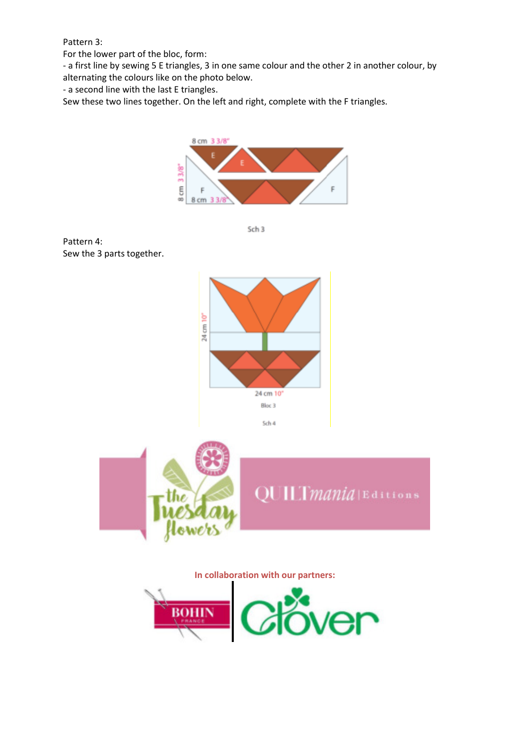Pattern 3:

For the lower part of the bloc, form:

- a first line by sewing 5 E triangles, 3 in one same colour and the other 2 in another colour, by alternating the colours like on the photo below.
- a second line with the last E triangles.

Sew these two lines together. On the left and right, complete with the F triangles.

Sch 3

Pattern 4:

Sew the 3 parts together.

Bloc 3

Sch 4

In collaboration with our partners: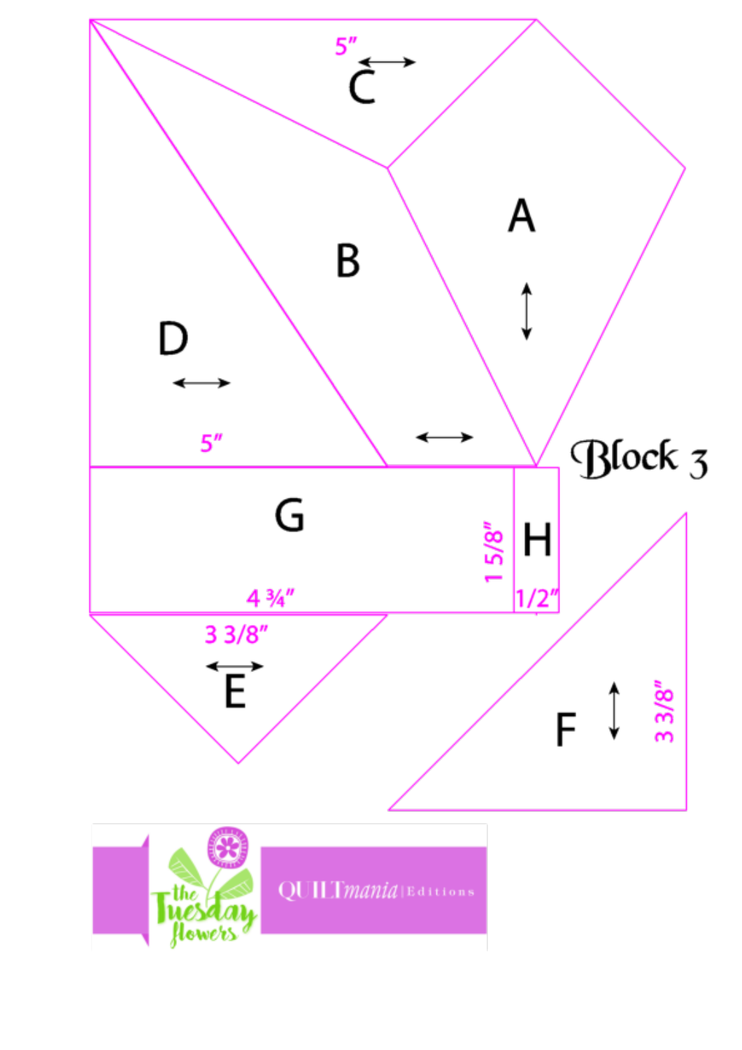5"

C

A

B

D

5"

Block 3

G

1 5/8"

H

4 ¾"

1/2"

3 3/8"

E

F

3 3/8"

the Tuesday flowers

QUILTmania | Editions